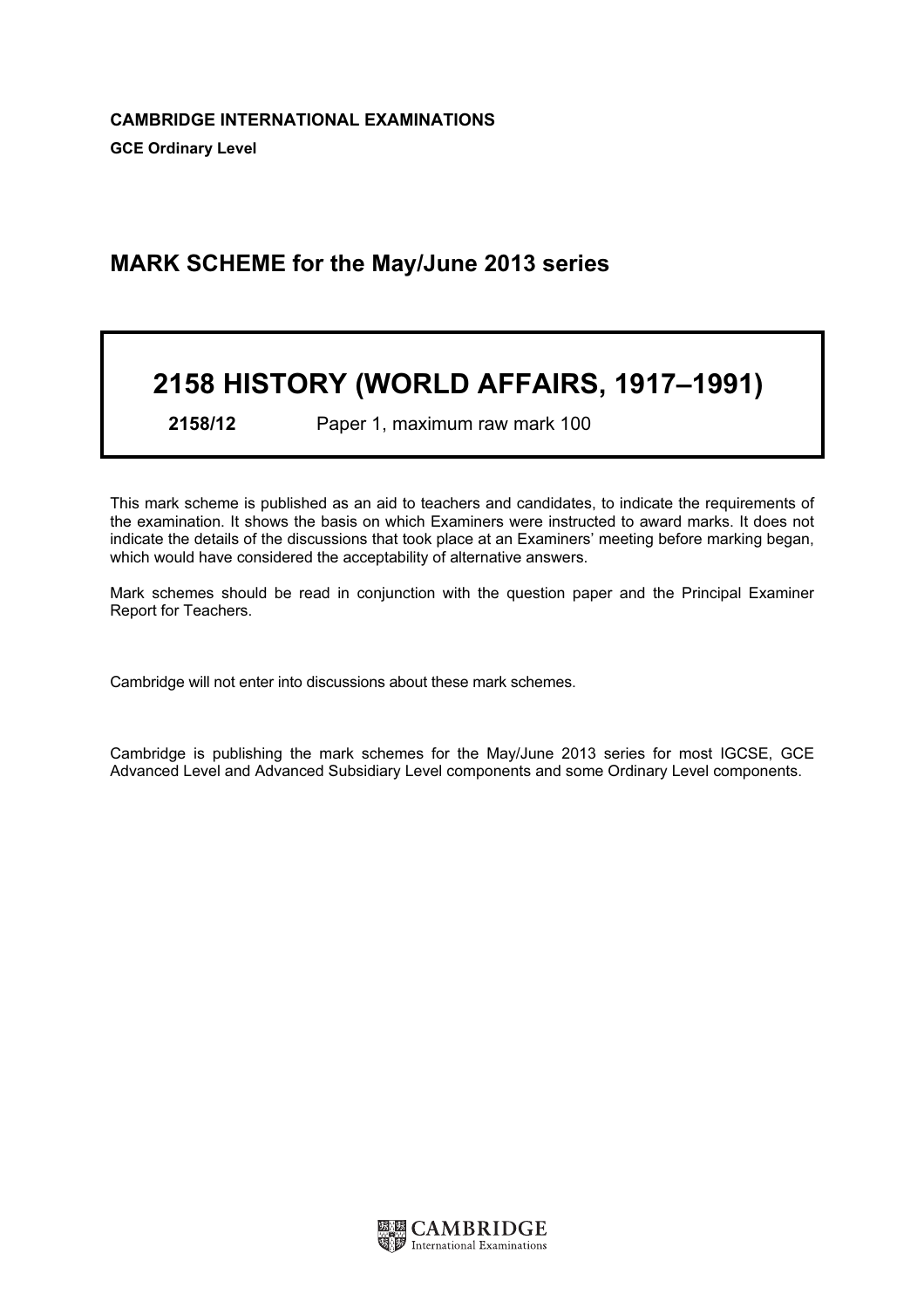**CAMBRIDGE INTERNATIONAL EXAMINATIONS**

**GCE Ordinary Level**

## MARK SCHEME for the May/June 2013 series

# 2158 HISTORY (WORLD AFFAIRS, 1917–1991)

**2158/12** Paper 1, maximum raw mark 100

This mark scheme is published as an aid to teachers and candidates, to indicate the requirements of the examination. It shows the basis on which Examiners were instructed to award marks. It does not indicate the details of the discussions that took place at an Examiners' meeting before marking began, which would have considered the acceptability of alternative answers.

Mark schemes should be read in conjunction with the question paper and the Principal Examiner Report for Teachers.

Cambridge will not enter into discussions about these mark schemes.

Cambridge is publishing the mark schemes for the May/June 2013 series for most IGCSE, GCE Advanced Level and Advanced Subsidiary Level components and some Ordinary Level components.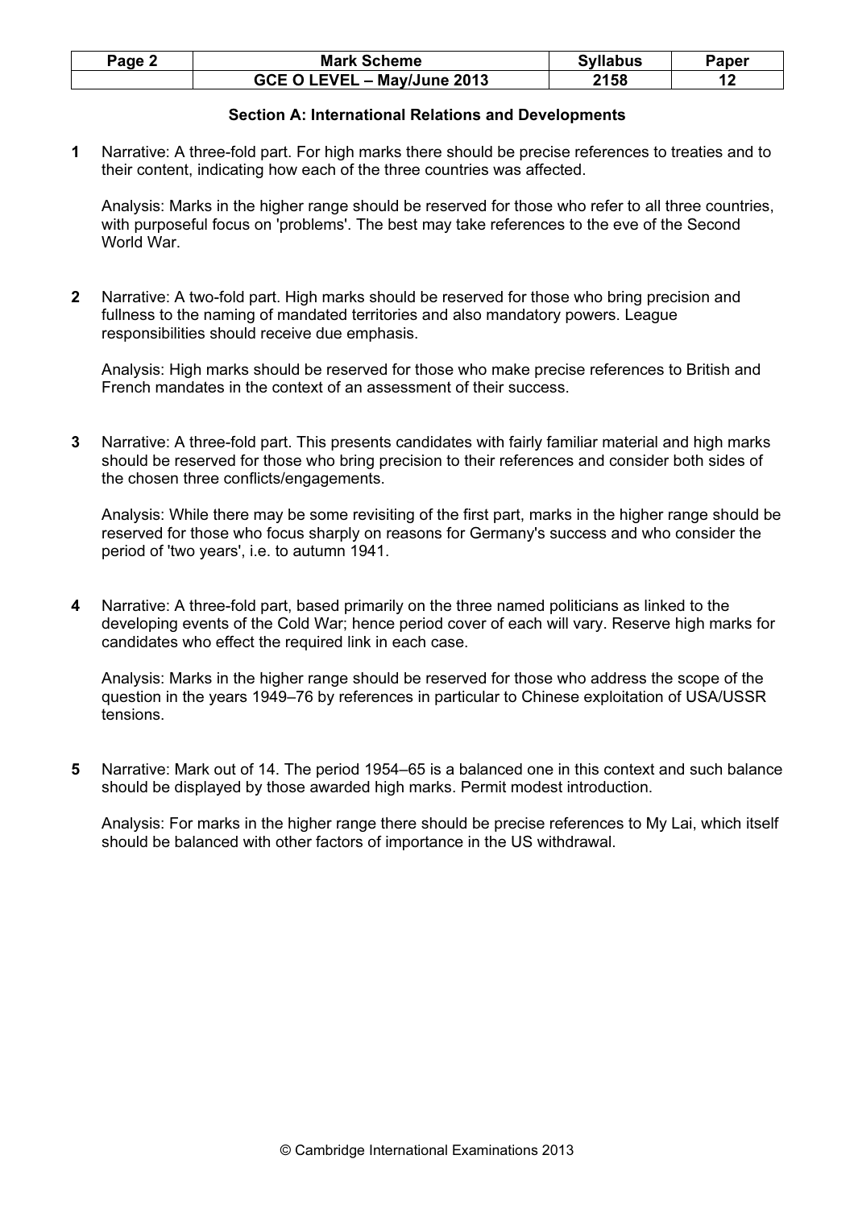## Section A: International Relations and Developments

**1** Narrative: A three-fold part. For high marks there should be precise references to treaties and to their content, indicating how each of the three countries was affected.

Analysis: Marks in the higher range should be reserved for those who refer to all three countries, with purposeful focus on 'problems'. The best may take references to the eve of the Second World War.

**2** Narrative: A two-fold part. High marks should be reserved for those who bring precision and fullness to the naming of mandated territories and also mandatory powers. League responsibilities should receive due emphasis.

Analysis: High marks should be reserved for those who make precise references to British and French mandates in the context of an assessment of their success.

**3** Narrative: A three-fold part. This presents candidates with fairly familiar material and high marks should be reserved for those who bring precision to their references and consider both sides of the chosen three conflicts/engagements.

Analysis: While there may be some revisiting of the first part, marks in the higher range should be reserved for those who focus sharply on reasons for Germany's success and who consider the period of 'two years', i.e. to autumn 1941.

**4** Narrative: A three-fold part, based primarily on the three named politicians as linked to the developing events of the Cold War; hence period cover of each will vary. Reserve high marks for candidates who effect the required link in each case.

Analysis: Marks in the higher range should be reserved for those who address the scope of the question in the years 1949–76 by references in particular to Chinese exploitation of USA/USSR tensions.

**5** Narrative: Mark out of 14. The period 1954–65 is a balanced one in this context and such balance should be displayed by those awarded high marks. Permit modest introduction.

Analysis: For marks in the higher range there should be precise references to My Lai, which itself should be balanced with other factors of importance in the US withdrawal.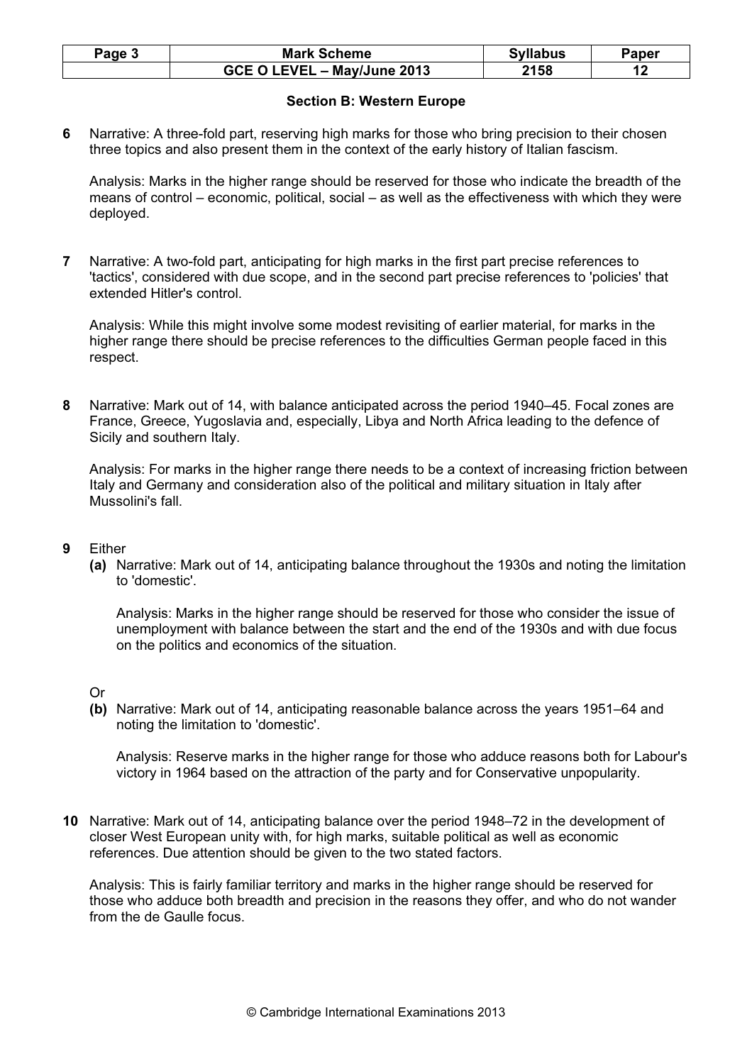## Section B: Western Europe

**6** Narrative: A three-fold part, reserving high marks for those who bring precision to their chosen three topics and also present them in the context of the early history of Italian fascism.

Analysis: Marks in the higher range should be reserved for those who indicate the breadth of the means of control – economic, political, social – as well as the effectiveness with which they were deployed.

**7** Narrative: A two-fold part, anticipating for high marks in the first part precise references to 'tactics', considered with due scope, and in the second part precise references to 'policies' that extended Hitler's control.

Analysis: While this might involve some modest revisiting of earlier material, for marks in the higher range there should be precise references to the difficulties German people faced in this respect.

**8** Narrative: Mark out of 14, with balance anticipated across the period 1940–45. Focal zones are France, Greece, Yugoslavia and, especially, Libya and North Africa leading to the defence of Sicily and southern Italy.

Analysis: For marks in the higher range there needs to be a context of increasing friction between Italy and Germany and consideration also of the political and military situation in Italy after Mussolini's fall.

**9** Either

**(a)** Narrative: Mark out of 14, anticipating balance throughout the 1930s and noting the limitation to 'domestic'.

Analysis: Marks in the higher range should be reserved for those who consider the issue of unemployment with balance between the start and the end of the 1930s and with due focus on the politics and economics of the situation.

Or

**(b)** Narrative: Mark out of 14, anticipating reasonable balance across the years 1951–64 and noting the limitation to 'domestic'.

Analysis: Reserve marks in the higher range for those who adduce reasons both for Labour's victory in 1964 based on the attraction of the party and for Conservative unpopularity.

**10** Narrative: Mark out of 14, anticipating balance over the period 1948–72 in the development of closer West European unity with, for high marks, suitable political as well as economic references. Due attention should be given to the two stated factors.

Analysis: This is fairly familiar territory and marks in the higher range should be reserved for those who adduce both breadth and precision in the reasons they offer, and who do not wander from the de Gaulle focus.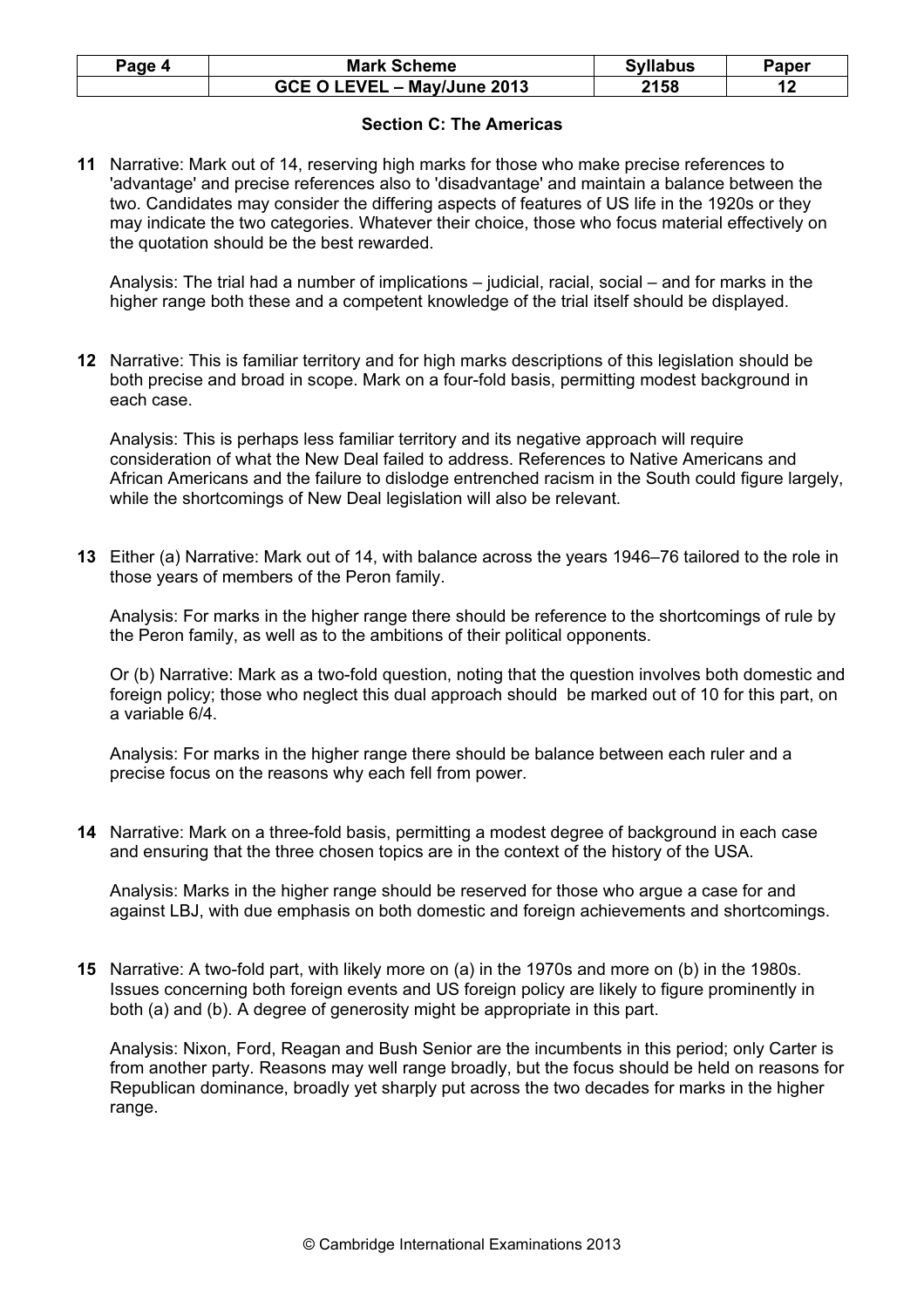## Section C: The Americas

**11** Narrative: Mark out of 14, reserving high marks for those who make precise references to 'advantage' and precise references also to 'disadvantage' and maintain a balance between the two. Candidates may consider the differing aspects of features of US life in the 1920s or they may indicate the two categories. Whatever their choice, those who focus material effectively on the quotation should be the best rewarded.

Analysis: The trial had a number of implications – judicial, racial, social – and for marks in the higher range both these and a competent knowledge of the trial itself should be displayed.

**12** Narrative: This is familiar territory and for high marks descriptions of this legislation should be both precise and broad in scope. Mark on a four-fold basis, permitting modest background in each case.

Analysis: This is perhaps less familiar territory and its negative approach will require consideration of what the New Deal failed to address. References to Native Americans and African Americans and the failure to dislodge entrenched racism in the South could figure largely, while the shortcomings of New Deal legislation will also be relevant.

**13** Either (a) Narrative: Mark out of 14, with balance across the years 1946–76 tailored to the role in those years of members of the Peron family.

Analysis: For marks in the higher range there should be reference to the shortcomings of rule by the Peron family, as well as to the ambitions of their political opponents.

Or (b) Narrative: Mark as a two-fold question, noting that the question involves both domestic and foreign policy; those who neglect this dual approach should be marked out of 10 for this part, on a variable 6/4.

Analysis: For marks in the higher range there should be balance between each ruler and a precise focus on the reasons why each fell from power.

**14** Narrative: Mark on a three-fold basis, permitting a modest degree of background in each case and ensuring that the three chosen topics are in the context of the history of the USA.

Analysis: Marks in the higher range should be reserved for those who argue a case for and against LBJ, with due emphasis on both domestic and foreign achievements and shortcomings.

**15** Narrative: A two-fold part, with likely more on (a) in the 1970s and more on (b) in the 1980s. Issues concerning both foreign events and US foreign policy are likely to figure prominently in both (a) and (b). A degree of generosity might be appropriate in this part.

Analysis: Nixon, Ford, Reagan and Bush Senior are the incumbents in this period; only Carter is from another party. Reasons may well range broadly, but the focus should be held on reasons for Republican dominance, broadly yet sharply put across the two decades for marks in the higher range.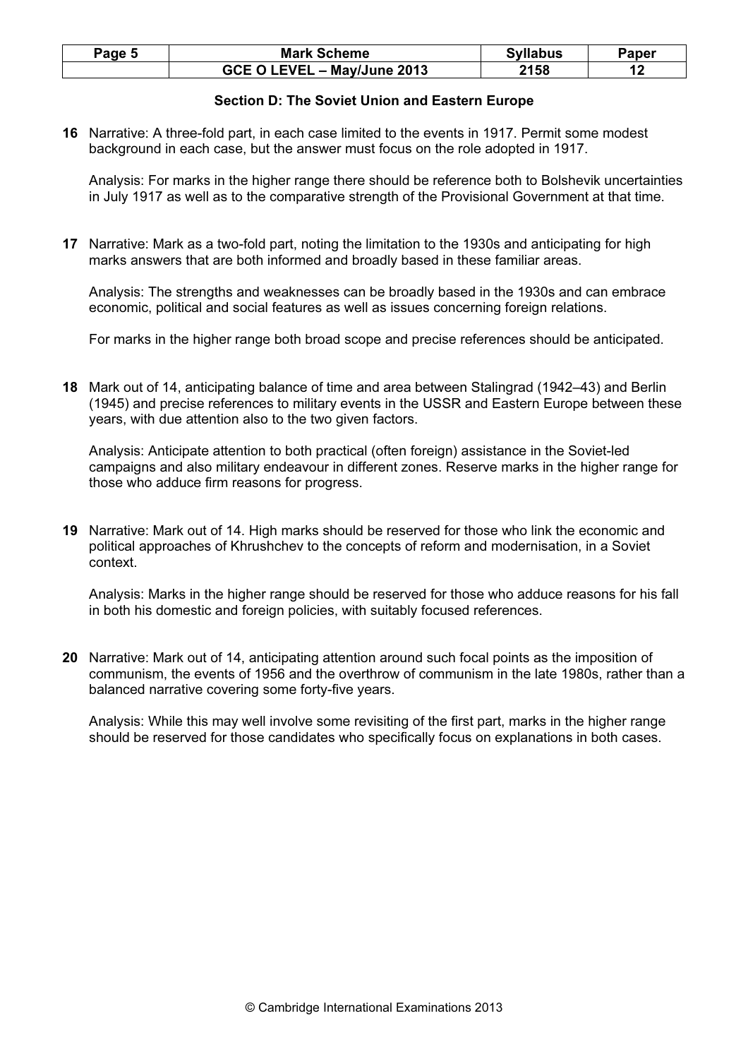## Section D: The Soviet Union and Eastern Europe

**16** Narrative: A three-fold part, in each case limited to the events in 1917. Permit some modest background in each case, but the answer must focus on the role adopted in 1917.

Analysis: For marks in the higher range there should be reference both to Bolshevik uncertainties in July 1917 as well as to the comparative strength of the Provisional Government at that time.

**17** Narrative: Mark as a two-fold part, noting the limitation to the 1930s and anticipating for high marks answers that are both informed and broadly based in these familiar areas.

Analysis: The strengths and weaknesses can be broadly based in the 1930s and can embrace economic, political and social features as well as issues concerning foreign relations.

For marks in the higher range both broad scope and precise references should be anticipated.

**18** Mark out of 14, anticipating balance of time and area between Stalingrad (1942–43) and Berlin (1945) and precise references to military events in the USSR and Eastern Europe between these years, with due attention also to the two given factors.

Analysis: Anticipate attention to both practical (often foreign) assistance in the Soviet-led campaigns and also military endeavour in different zones. Reserve marks in the higher range for those who adduce firm reasons for progress.

**19** Narrative: Mark out of 14. High marks should be reserved for those who link the economic and political approaches of Khrushchev to the concepts of reform and modernisation, in a Soviet context.

Analysis: Marks in the higher range should be reserved for those who adduce reasons for his fall in both his domestic and foreign policies, with suitably focused references.

**20** Narrative: Mark out of 14, anticipating attention around such focal points as the imposition of communism, the events of 1956 and the overthrow of communism in the late 1980s, rather than a balanced narrative covering some forty-five years.

Analysis: While this may well involve some revisiting of the first part, marks in the higher range should be reserved for those candidates who specifically focus on explanations in both cases.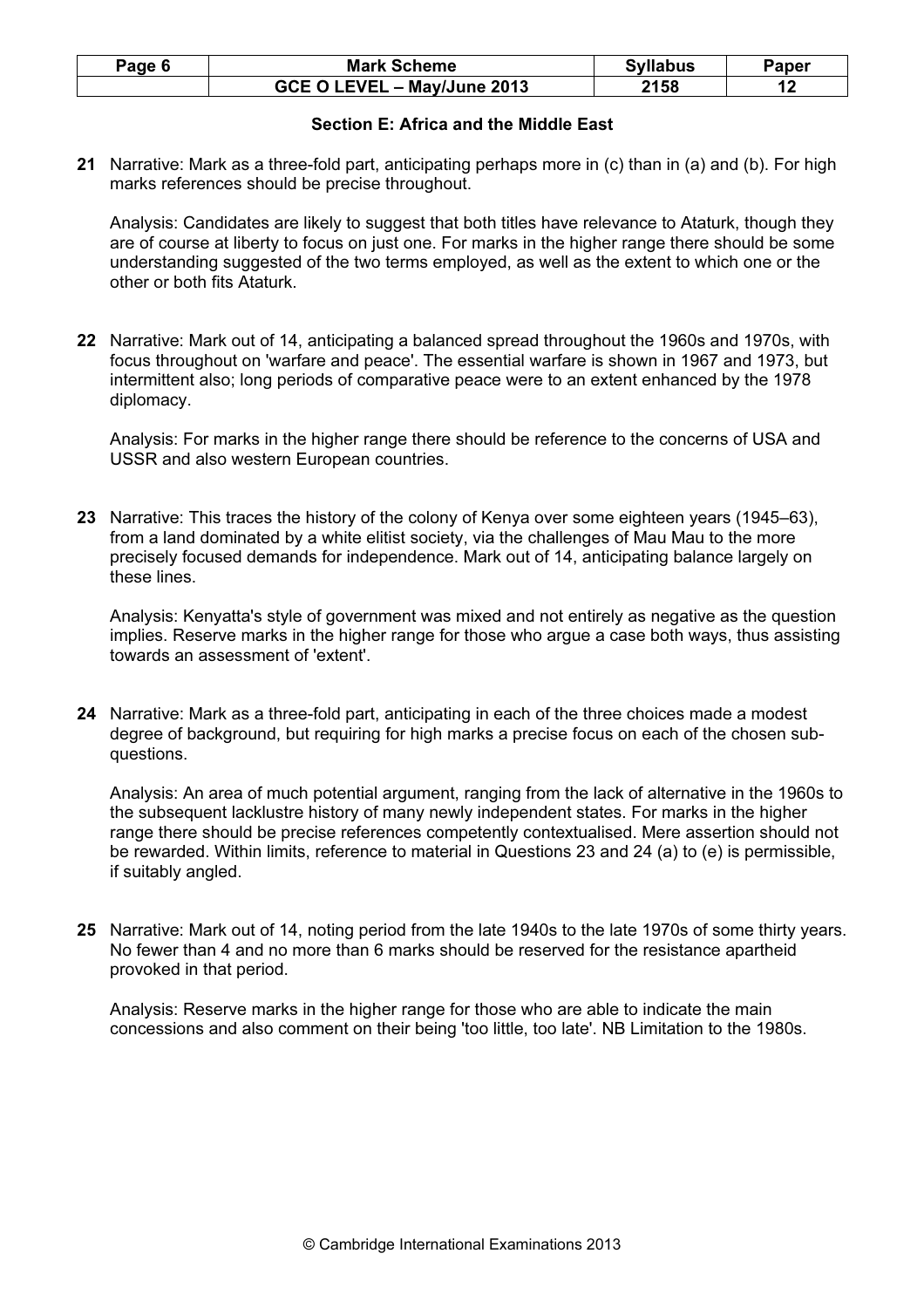## Section E: Africa and the Middle East

**21** Narrative: Mark as a three-fold part, anticipating perhaps more in (c) than in (a) and (b). For high marks references should be precise throughout.

Analysis: Candidates are likely to suggest that both titles have relevance to Ataturk, though they are of course at liberty to focus on just one. For marks in the higher range there should be some understanding suggested of the two terms employed, as well as the extent to which one or the other or both fits Ataturk.

**22** Narrative: Mark out of 14, anticipating a balanced spread throughout the 1960s and 1970s, with focus throughout on 'warfare and peace'. The essential warfare is shown in 1967 and 1973, but intermittent also; long periods of comparative peace were to an extent enhanced by the 1978 diplomacy.

Analysis: For marks in the higher range there should be reference to the concerns of USA and USSR and also western European countries.

**23** Narrative: This traces the history of the colony of Kenya over some eighteen years (1945–63), from a land dominated by a white elitist society, via the challenges of Mau Mau to the more precisely focused demands for independence. Mark out of 14, anticipating balance largely on these lines.

Analysis: Kenyatta's style of government was mixed and not entirely as negative as the question implies. Reserve marks in the higher range for those who argue a case both ways, thus assisting towards an assessment of 'extent'.

**24** Narrative: Mark as a three-fold part, anticipating in each of the three choices made a modest degree of background, but requiring for high marks a precise focus on each of the chosen sub-questions.

Analysis: An area of much potential argument, ranging from the lack of alternative in the 1960s to the subsequent lacklustre history of many newly independent states. For marks in the higher range there should be precise references competently contextualised. Mere assertion should not be rewarded. Within limits, reference to material in Questions 23 and 24 (a) to (e) is permissible, if suitably angled.

**25** Narrative: Mark out of 14, noting period from the late 1940s to the late 1970s of some thirty years. No fewer than 4 and no more than 6 marks should be reserved for the resistance apartheid provoked in that period.

Analysis: Reserve marks in the higher range for those who are able to indicate the main concessions and also comment on their being 'too little, too late'. NB Limitation to the 1980s.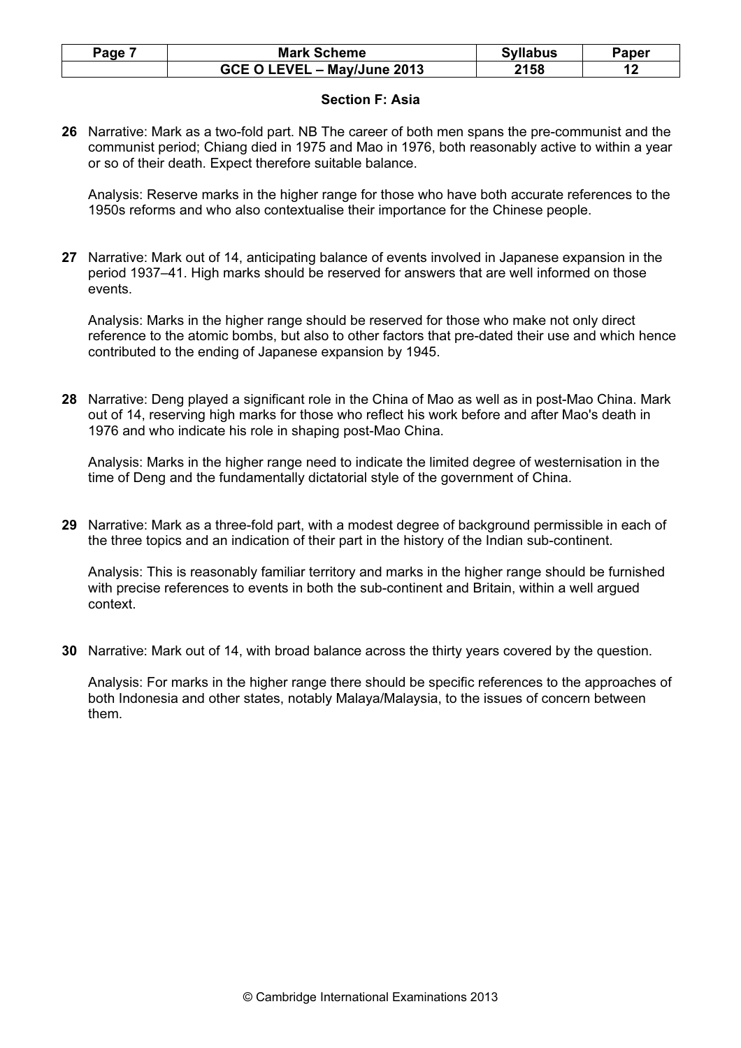## Section F: Asia

**26** Narrative: Mark as a two-fold part. NB The career of both men spans the pre-communist and the communist period; Chiang died in 1975 and Mao in 1976, both reasonably active to within a year or so of their death. Expect therefore suitable balance.

Analysis: Reserve marks in the higher range for those who have both accurate references to the 1950s reforms and who also contextualise their importance for the Chinese people.

**27** Narrative: Mark out of 14, anticipating balance of events involved in Japanese expansion in the period 1937–41. High marks should be reserved for answers that are well informed on those events.

Analysis: Marks in the higher range should be reserved for those who make not only direct reference to the atomic bombs, but also to other factors that pre-dated their use and which hence contributed to the ending of Japanese expansion by 1945.

**28** Narrative: Deng played a significant role in the China of Mao as well as in post-Mao China. Mark out of 14, reserving high marks for those who reflect his work before and after Mao's death in 1976 and who indicate his role in shaping post-Mao China.

Analysis: Marks in the higher range need to indicate the limited degree of westernisation in the time of Deng and the fundamentally dictatorial style of the government of China.

**29** Narrative: Mark as a three-fold part, with a modest degree of background permissible in each of the three topics and an indication of their part in the history of the Indian sub-continent.

Analysis: This is reasonably familiar territory and marks in the higher range should be furnished with precise references to events in both the sub-continent and Britain, within a well argued context.

**30** Narrative: Mark out of 14, with broad balance across the thirty years covered by the question.

Analysis: For marks in the higher range there should be specific references to the approaches of both Indonesia and other states, notably Malaya/Malaysia, to the issues of concern between them.